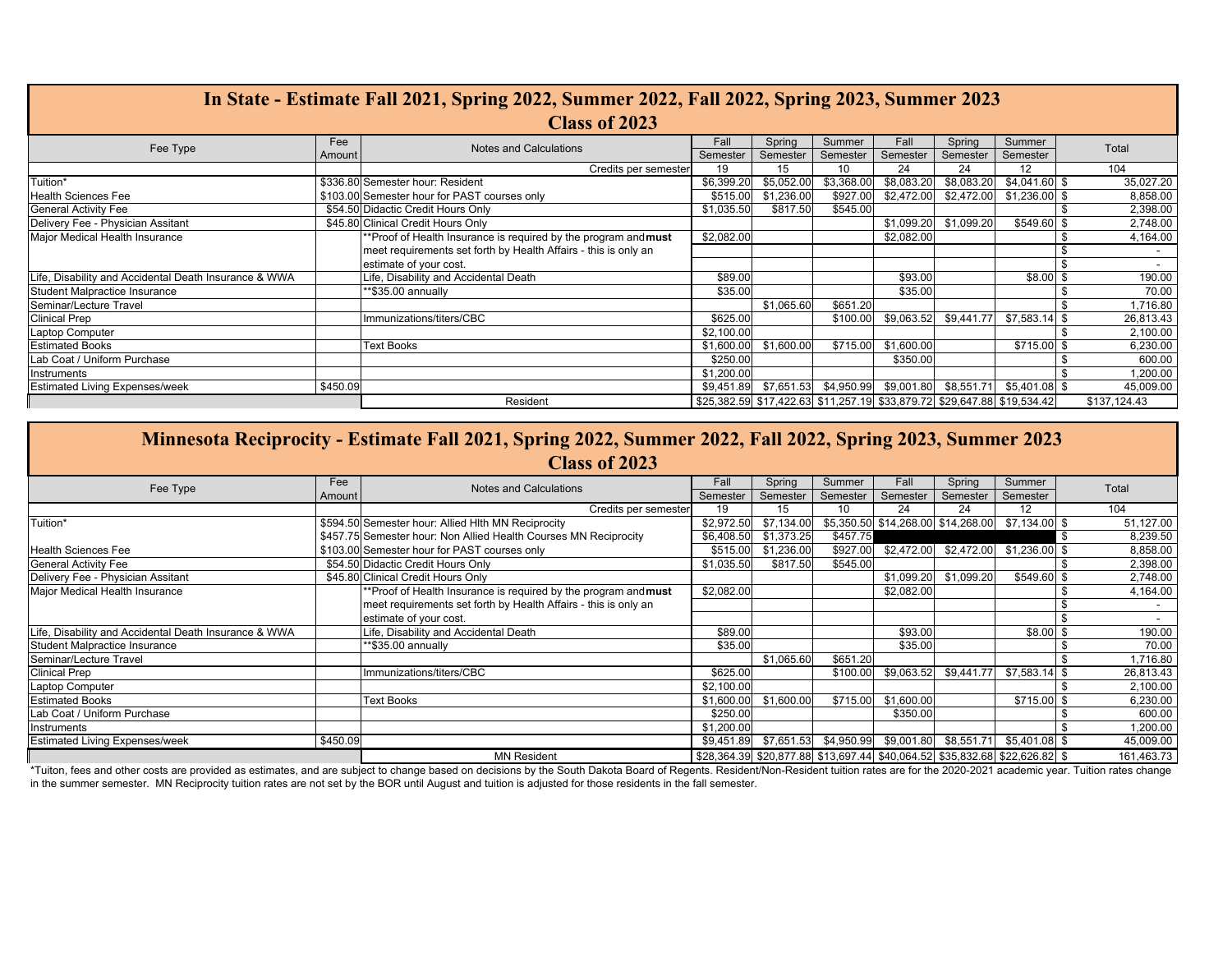# In State - Estimate Fall 2021, Spring 2022, Summer 2022, Fall 2022, Spring 2023, Summer 2023

## Class of 2023

| Fee Type | Fee Amount | Notes and Calculations | Fall Semester | Spring Semester | Summer Semester | Fall Semester | Spring Semester | Summer Semester | Total |
|---|---|---|---|---|---|---|---|---|---|
| | | Credits per semester | 19 | 15 | 10 | 24 | 24 | 12 | 104 |
| Tuition* | $336.80 | Semester hour: Resident | $6,399.20 | $5,052.00 | $3,368.00 | $8,083.20 | $8,083.20 | $4,041.60 | $ 35,027.20 |
| Health Sciences Fee | $103.00 | Semester hour for PAST courses only | $515.00 | $1,236.00 | $927.00 | $2,472.00 | $2,472.00 | $1,236.00 | $ 8,858.00 |
| General Activity Fee | $54.50 | Didactic Credit Hours Only | $1,035.50 | $817.50 | $545.00 | | | | $ 2,398.00 |
| Delivery Fee - Physician Assitant | $45.80 | Clinical Credit Hours Only | | | | $1,099.20 | $1,099.20 | $549.60 | $ 2,748.00 |
| Major Medical Health Insurance | | **Proof of Health Insurance is required by the program and **must** | $2,082.00 | | | $2,082.00 | | | $ 4,164.00 |
| | | meet requirements set forth by Health Affairs - this is only an | | | | | | | $ - |
| | | estimate of your cost. | | | | | | | $ - |
| Life, Disability and Accidental Death Insurance & WWA | | Life, Disability and Accidental Death | $89.00 | | | $93.00 | | $8.00 | $ 190.00 |
| Student Malpractice Insurance | | **$35.00 annually | $35.00 | | | $35.00 | | | $ 70.00 |
| Seminar/Lecture Travel | | | | $1,065.60 | $651.20 | | | | $ 1,716.80 |
| Clinical Prep | | Immunizations/titers/CBC | $625.00 | | $100.00 | $9,063.52 | $9,441.77 | $7,583.14 | $ 26,813.43 |
| Laptop Computer | | | $2,100.00 | | | | | | $ 2,100.00 |
| Estimated Books | | Text Books | $1,600.00 | $1,600.00 | $715.00 | $1,600.00 | | $715.00 | $ 6,230.00 |
| Lab Coat / Uniform Purchase | | | $250.00 | | | $350.00 | | | $ 600.00 |
| Instruments | | | $1,200.00 | | | | | | $ 1,200.00 |
| Estimated Living Expenses/week | $450.09 | | $9,451.89 | $7,651.53 | $4,950.99 | $9,001.80 | $8,551.71 | $5,401.08 | $ 45,009.00 |
| | | Resident | $25,382.59 | $17,422.63 | $11,257.19 | $33,879.72 | $29,647.88 | $19,534.42 | $137,124.43 |

# Minnesota Reciprocity - Estimate Fall 2021, Spring 2022, Summer 2022, Fall 2022, Spring 2023, Summer 2023

## Class of 2023

| Fee Type | Fee Amount | Notes and Calculations | Fall Semester | Spring Semester | Summer Semester | Fall Semester | Spring Semester | Summer Semester | Total |
|---|---|---|---|---|---|---|---|---|---|
| | | Credits per semester | 19 | 15 | 10 | 24 | 24 | 12 | 104 |
| Tuition* | $594.50 | Semester hour: Allied Hlth MN Reciprocity | $2,972.50 | $7,134.00 | $5,350.50 | $14,268.00 | $14,268.00 | $7,134.00 | $ 51,127.00 |
| | $457.75 | Semester hour: Non Allied Health Courses MN Reciprocity | $6,408.50 | $1,373.25 | $457.75 | | | | $ 8,239.50 |
| Health Sciences Fee | $103.00 | Semester hour for PAST courses only | $515.00 | $1,236.00 | $927.00 | $2,472.00 | $2,472.00 | $1,236.00 | $ 8,858.00 |
| General Activity Fee | $54.50 | Didactic Credit Hours Only | $1,035.50 | $817.50 | $545.00 | | | | $ 2,398.00 |
| Delivery Fee - Physician Assitant | $45.80 | Clinical Credit Hours Only | | | | $1,099.20 | $1,099.20 | $549.60 | $ 2,748.00 |
| Major Medical Health Insurance | | **Proof of Health Insurance is required by the program and **must** | $2,082.00 | | | $2,082.00 | | | $ 4,164.00 |
| | | meet requirements set forth by Health Affairs - this is only an | | | | | | | $ - |
| | | estimate of your cost. | | | | | | | $ - |
| Life, Disability and Accidental Death Insurance & WWA | | Life, Disability and Accidental Death | $89.00 | | | $93.00 | | $8.00 | $ 190.00 |
| Student Malpractice Insurance | | **$35.00 annually | $35.00 | | | $35.00 | | | $ 70.00 |
| Seminar/Lecture Travel | | | | $1,065.60 | $651.20 | | | | $ 1,716.80 |
| Clinical Prep | | Immunizations/titers/CBC | $625.00 | | $100.00 | $9,063.52 | $9,441.77 | $7,583.14 | $ 26,813.43 |
| Laptop Computer | | | $2,100.00 | | | | | | $ 2,100.00 |
| Estimated Books | | Text Books | $1,600.00 | $1,600.00 | $715.00 | $1,600.00 | | $715.00 | $ 6,230.00 |
| Lab Coat / Uniform Purchase | | | $250.00 | | | $350.00 | | | $ 600.00 |
| Instruments | | | $1,200.00 | | | | | | $ 1,200.00 |
| Estimated Living Expenses/week | $450.09 | | $9,451.89 | $7,651.53 | $4,950.99 | $9,001.80 | $8,551.71 | $5,401.08 | $ 45,009.00 |
| | | MN Resident | $28,364.39 | $20,877.88 | $13,697.44 | $40,064.52 | $35,832.68 | $22,626.82 | $ 161,463.73 |

*Tuiton, fees and other costs are provided as estimates, and are subject to change based on decisions by the South Dakota Board of Regents. Resident/Non-Resident tuition rates are for the 2020-2021 academic year. Tuition rates change in the summer semester. MN Reciprocity tuition rates are not set by the BOR until August and tuition is adjusted for those residents in the fall semester.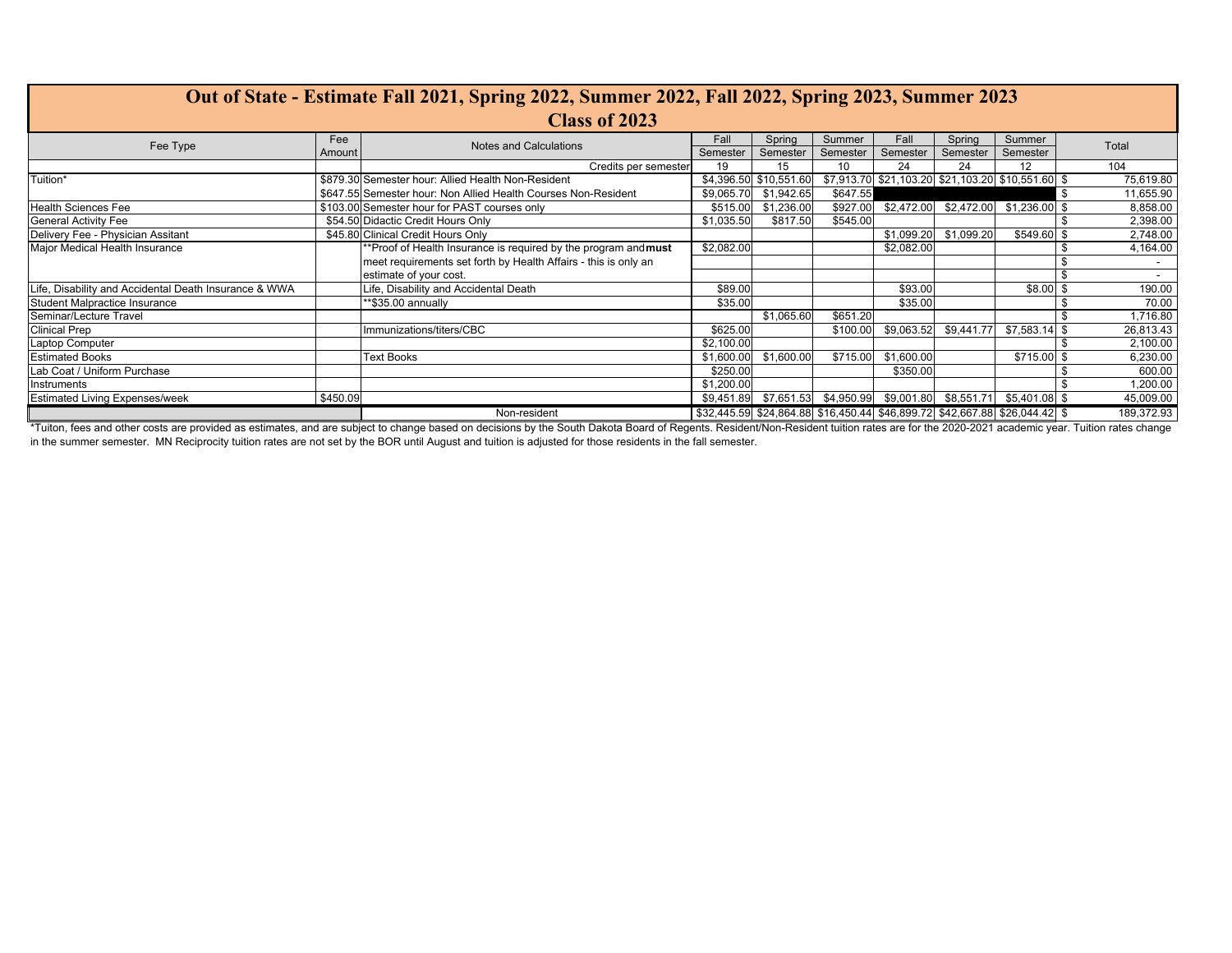## Out of State - Estimate Fall 2021, Spring 2022, Summer 2022, Fall 2022, Spring 2023, Summer 2023

## Class of 2023

| Fee Type | Fee Amount | Notes and Calculations | Fall Semester | Spring Semester | Summer Semester | Fall Semester | Spring Semester | Summer Semester | Total |
|---|---|---|---|---|---|---|---|---|---|
| | | Credits per semester | 19 | 15 | 10 | 24 | 24 | 12 | 104 |
| Tuition* | $879.30 | Semester hour: Allied Health Non-Resident | $4,396.50 | $10,551.60 | $7,913.70 | $21,103.20 | $21,103.20 | $10,551.60 | $ 75,619.80 |
| | $647.55 | Semester hour: Non Allied Health Courses Non-Resident | $9,065.70 | $1,942.65 | $647.55 | | | | $ 11,655.90 |
| Health Sciences Fee | $103.00 | Semester hour for PAST courses only | $515.00 | $1,236.00 | $927.00 | $2,472.00 | $2,472.00 | $1,236.00 | $ 8,858.00 |
| General Activity Fee | $54.50 | Didactic Credit Hours Only | $1,035.50 | $817.50 | $545.00 | | | | $ 2,398.00 |
| Delivery Fee - Physician Assitant | $45.80 | Clinical Credit Hours Only | | | | $1,099.20 | $1,099.20 | $549.60 | $ 2,748.00 |
| Major Medical Health Insurance | | **Proof of Health Insurance is required by the program and **must** meet requirements set forth by Health Affairs - this is only an estimate of your cost. | $2,082.00 | | | $2,082.00 | | | $ 4,164.00 |
| | | | | | | | | | $ - |
| | | | | | | | | | $ - |
| Life, Disability and Accidental Death Insurance & WWA | | Life, Disability and Accidental Death | $89.00 | | | $93.00 | | $8.00 | $ 190.00 |
| Student Malpractice Insurance | | **$35.00 annually | $35.00 | | | $35.00 | | | $ 70.00 |
| Seminar/Lecture Travel | | | | $1,065.60 | $651.20 | | | | $ 1,716.80 |
| Clinical Prep | | Immunizations/titers/CBC | $625.00 | | $100.00 | $9,063.52 | $9,441.77 | $7,583.14 | $ 26,813.43 |
| Laptop Computer | | | $2,100.00 | | | | | | $ 2,100.00 |
| Estimated Books | | Text Books | $1,600.00 | $1,600.00 | $715.00 | $1,600.00 | | $715.00 | $ 6,230.00 |
| Lab Coat / Uniform Purchase | | | $250.00 | | | $350.00 | | | $ 600.00 |
| Instruments | | | $1,200.00 | | | | | | $ 1,200.00 |
| Estimated Living Expenses/week | $450.09 | | $9,451.89 | $7,651.53 | $4,950.99 | $9,001.80 | $8,551.71 | $5,401.08 | $ 45,009.00 |
| | | Non-resident | $32,445.59 | $24,864.88 | $16,450.44 | $46,899.72 | $42,667.88 | $26,044.42 | $ 189,372.93 |

*Tuiton, fees and other costs are provided as estimates, and are subject to change based on decisions by the South Dakota Board of Regents. Resident/Non-Resident tuition rates are for the 2020-2021 academic year. Tuition rates change in the summer semester. MN Reciprocity tuition rates are not set by the BOR until August and tuition is adjusted for those residents in the fall semester.